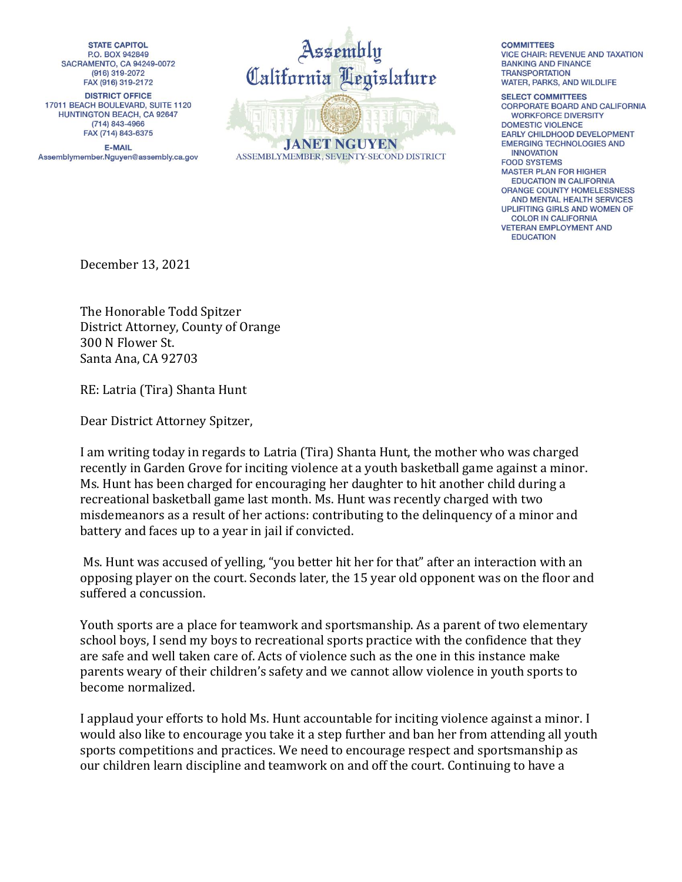STATE CAPITOL
P.O. BOX 942849
SACRAMENTO, CA 94249-0072
(916) 319-2072
FAX (916) 319-2172

DISTRICT OFFICE
17011 BEACH BOULEVARD, SUITE 1120
HUNTINGTON BEACH, CA 92647
(714) 843-4966
FAX (714) 843-6375

E-MAIL
Assemblymember.Nguyen@assembly.ca.gov

# Assembly
# California Legislature

**JANET NGUYEN**
ASSEMBLYMEMBER, SEVENTY-SECOND DISTRICT

**COMMITTEES**
VICE CHAIR: REVENUE AND TAXATION
BANKING AND FINANCE
TRANSPORTATION
WATER, PARKS, AND WILDLIFE

**SELECT COMMITTEES**
CORPORATE BOARD AND CALIFORNIA WORKFORCE DIVERSITY
DOMESTIC VIOLENCE
EARLY CHILDHOOD DEVELOPMENT
EMERGING TECHNOLOGIES AND INNOVATION
FOOD SYSTEMS
MASTER PLAN FOR HIGHER EDUCATION IN CALIFORNIA
ORANGE COUNTY HOMELESSNESS AND MENTAL HEALTH SERVICES
UPLIFITING GIRLS AND WOMEN OF COLOR IN CALIFORNIA
VETERAN EMPLOYMENT AND EDUCATION

December 13, 2021

The Honorable Todd Spitzer
District Attorney, County of Orange
300 N Flower St.
Santa Ana, CA 92703

RE: Latria (Tira) Shanta Hunt

Dear District Attorney Spitzer,

I am writing today in regards to Latria (Tira) Shanta Hunt, the mother who was charged recently in Garden Grove for inciting violence at a youth basketball game against a minor. Ms. Hunt has been charged for encouraging her daughter to hit another child during a recreational basketball game last month. Ms. Hunt was recently charged with two misdemeanors as a result of her actions: contributing to the delinquency of a minor and battery and faces up to a year in jail if convicted.

Ms. Hunt was accused of yelling, "you better hit her for that" after an interaction with an opposing player on the court. Seconds later, the 15 year old opponent was on the floor and suffered a concussion.

Youth sports are a place for teamwork and sportsmanship. As a parent of two elementary school boys, I send my boys to recreational sports practice with the confidence that they are safe and well taken care of. Acts of violence such as the one in this instance make parents weary of their children's safety and we cannot allow violence in youth sports to become normalized.

I applaud your efforts to hold Ms. Hunt accountable for inciting violence against a minor. I would also like to encourage you take it a step further and ban her from attending all youth sports competitions and practices. We need to encourage respect and sportsmanship as our children learn discipline and teamwork on and off the court. Continuing to have a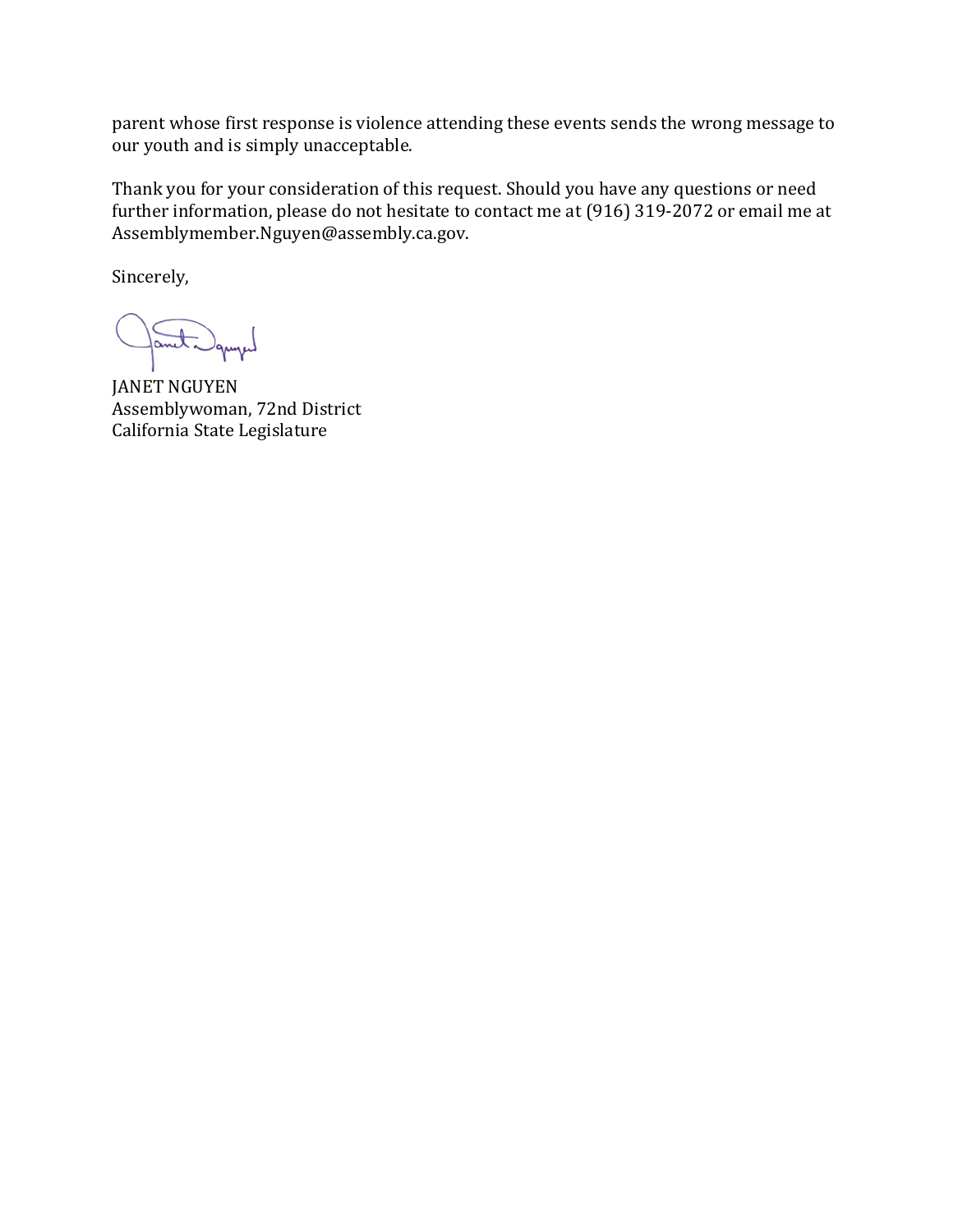parent whose first response is violence attending these events sends the wrong message to our youth and is simply unacceptable.

Thank you for your consideration of this request. Should you have any questions or need further information, please do not hesitate to contact me at (916) 319-2072 or email me at Assemblymember.Nguyen@assembly.ca.gov.

Sincerely,

JANET NGUYEN
Assemblywoman, 72nd District
California State Legislature